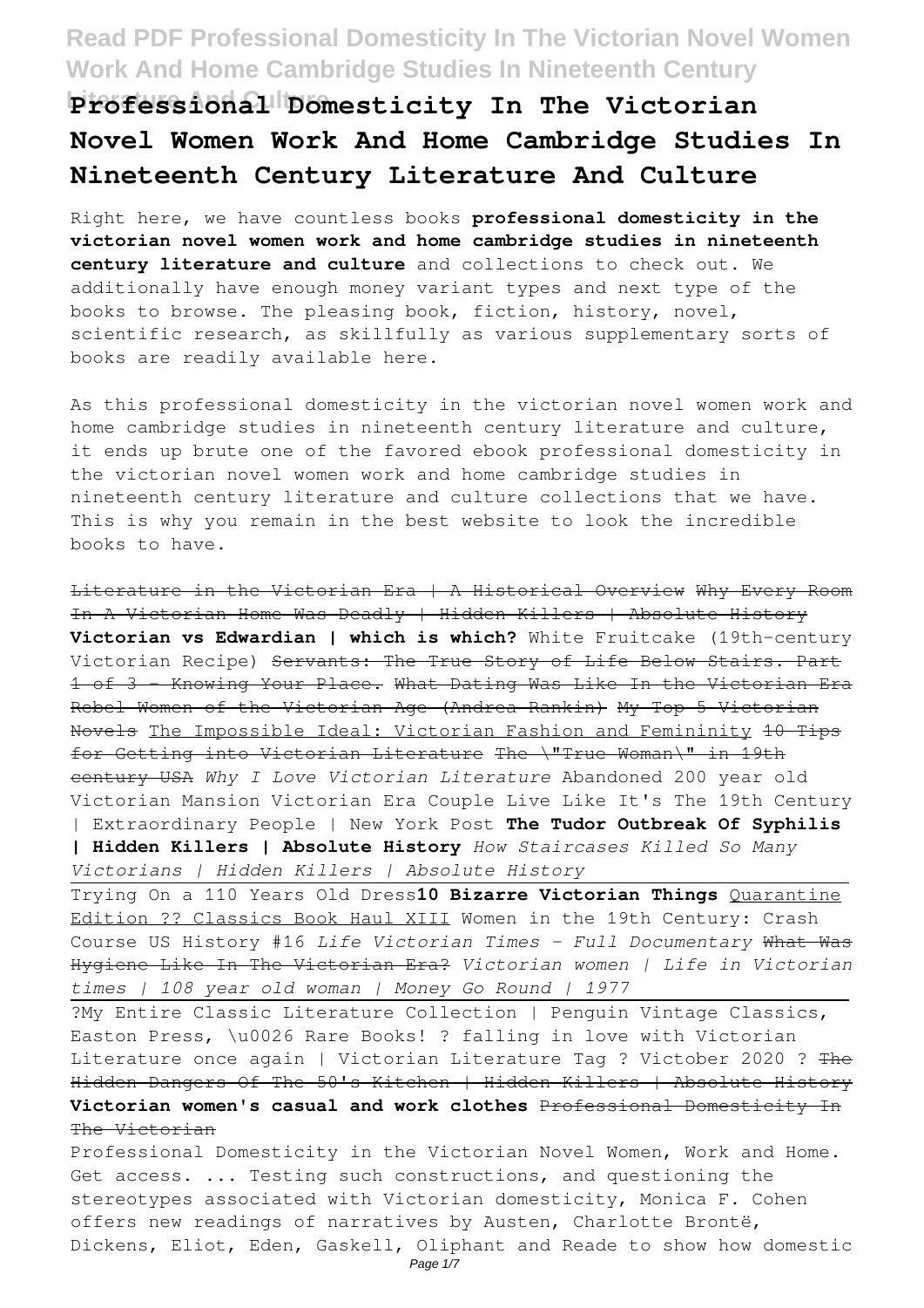# Professional Domesticity In The Victorian Novel Women Work And Home Cambridge Studies In Nineteenth Century Literature And Culture

Right here, we have countless books **professional domesticity in the victorian novel women work and home cambridge studies in nineteenth century literature and culture** and collections to check out. We additionally have enough money variant types and next type of the books to browse. The pleasing book, fiction, history, novel, scientific research, as skillfully as various supplementary sorts of books are readily available here.

As this professional domesticity in the victorian novel women work and home cambridge studies in nineteenth century literature and culture, it ends up brute one of the favored ebook professional domesticity in the victorian novel women work and home cambridge studies in nineteenth century literature and culture collections that we have. This is why you remain in the best website to look the incredible books to have.

~~Literature in the Victorian Era | A Historical Overview~~ ~~Why Every Room In A Victorian Home Was Deadly | Hidden Killers | Absolute History~~ **Victorian vs Edwardian | which is which?** White Fruitcake (19th-century Victorian Recipe) ~~Servants: The True Story of Life Below Stairs. Part 1 of 3 - Knowing Your Place.~~ ~~What Dating Was Like In the Victorian Era~~ ~~Rebel Women of the Victorian Age (Andrea Rankin)~~ ~~My Top 5 Victorian Novels~~ The Impossible Ideal: Victorian Fashion and Femininity ~~10 Tips for Getting into Victorian Literature~~ ~~The \"True Woman\" in 19th century USA~~ *Why I Love Victorian Literature* Abandoned 200 year old Victorian Mansion Victorian Era Couple Live Like It's The 19th Century | Extraordinary People | New York Post **The Tudor Outbreak Of Syphilis | Hidden Killers | Absolute History** *How Staircases Killed So Many Victorians | Hidden Killers | Absolute History*

Trying On a 110 Years Old Dress**10 Bizarre Victorian Things** Quarantine Edition ?? Classics Book Haul XIII Women in the 19th Century: Crash Course US History #16 *Life Victorian Times - Full Documentary* ~~What Was Hygiene Like In The Victorian Era?~~ *Victorian women | Life in Victorian times | 108 year old woman | Money Go Round | 1977*

?My Entire Classic Literature Collection | Penguin Vintage Classics, Easton Press, \u0026 Rare Books! ? falling in love with Victorian Literature once again | Victorian Literature Tag ? Victober 2020 ? ~~The Hidden Dangers Of The 50's Kitchen | Hidden Killers | Absolute History~~ **Victorian women's casual and work clothes** ~~Professional Domesticity In The Victorian~~

Professional Domesticity in the Victorian Novel Women, Work and Home. Get access. ... Testing such constructions, and questioning the stereotypes associated with Victorian domesticity, Monica F. Cohen offers new readings of narratives by Austen, Charlotte Brontë, Dickens, Eliot, Eden, Gaskell, Oliphant and Reade to show how domestic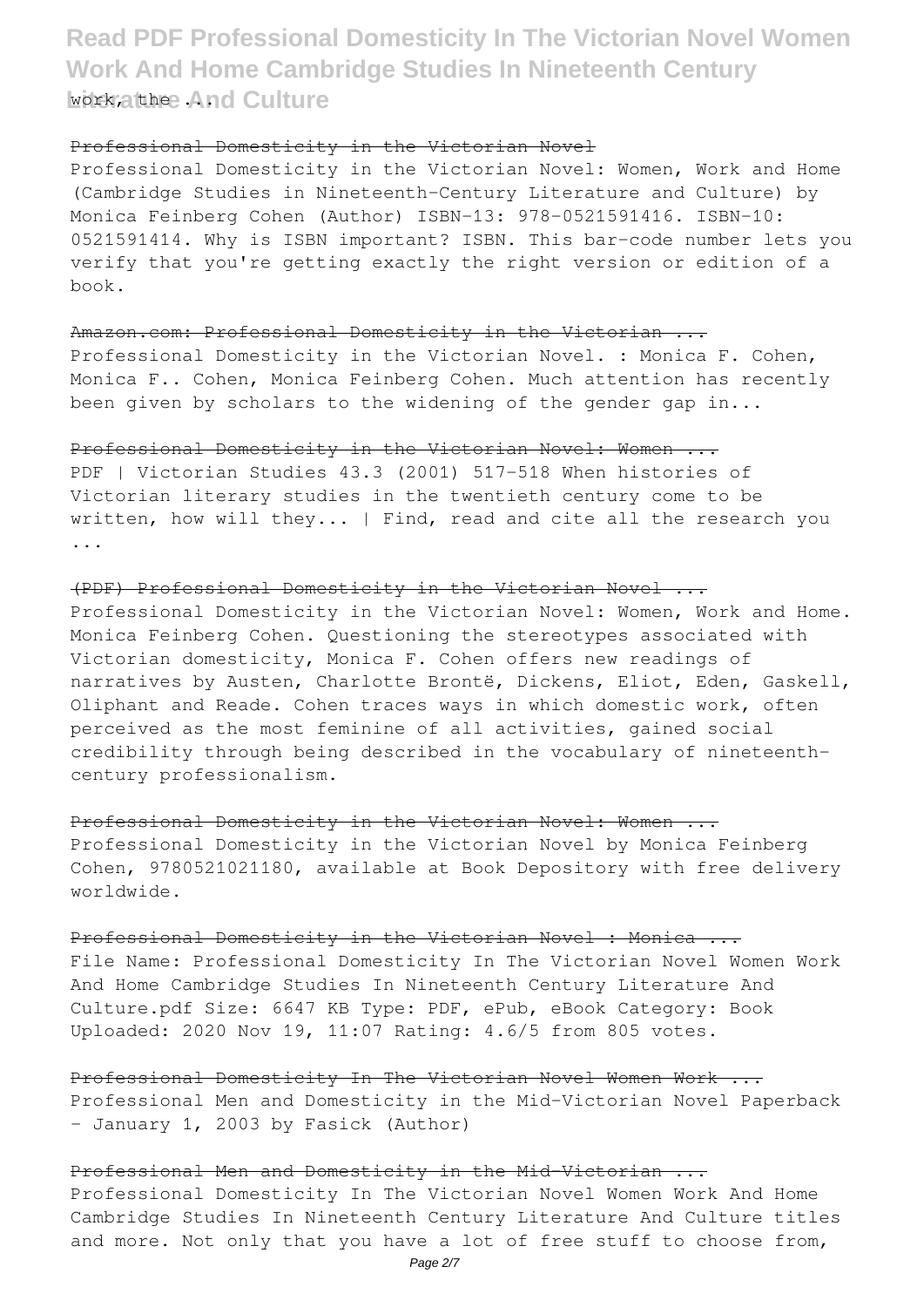work, the ...

## Professional Domesticity in the Victorian Novel

Professional Domesticity in the Victorian Novel: Women, Work and Home (Cambridge Studies in Nineteenth-Century Literature and Culture) by Monica Feinberg Cohen (Author) ISBN-13: 978-0521591416. ISBN-10: 0521591414. Why is ISBN important? ISBN. This bar-code number lets you verify that you're getting exactly the right version or edition of a book.

## Amazon.com: Professional Domesticity in the Victorian ...

Professional Domesticity in the Victorian Novel. : Monica F. Cohen, Monica F.. Cohen, Monica Feinberg Cohen. Much attention has recently been given by scholars to the widening of the gender gap in...

## Professional Domesticity in the Victorian Novel: Women ...

PDF | Victorian Studies 43.3 (2001) 517-518 When histories of Victorian literary studies in the twentieth century come to be written, how will they... | Find, read and cite all the research you ...

## (PDF) Professional Domesticity in the Victorian Novel ...

Professional Domesticity in the Victorian Novel: Women, Work and Home. Monica Feinberg Cohen. Questioning the stereotypes associated with Victorian domesticity, Monica F. Cohen offers new readings of narratives by Austen, Charlotte Brontë, Dickens, Eliot, Eden, Gaskell, Oliphant and Reade. Cohen traces ways in which domestic work, often perceived as the most feminine of all activities, gained social credibility through being described in the vocabulary of nineteenth-century professionalism.

## Professional Domesticity in the Victorian Novel: Women ...

Professional Domesticity in the Victorian Novel by Monica Feinberg Cohen, 9780521021180, available at Book Depository with free delivery worldwide.

## Professional Domesticity in the Victorian Novel : Monica ...

File Name: Professional Domesticity In The Victorian Novel Women Work And Home Cambridge Studies In Nineteenth Century Literature And Culture.pdf Size: 6647 KB Type: PDF, ePub, eBook Category: Book Uploaded: 2020 Nov 19, 11:07 Rating: 4.6/5 from 805 votes.

## Professional Domesticity In The Victorian Novel Women Work ...

Professional Men and Domesticity in the Mid-Victorian Novel Paperback – January 1, 2003 by Fasick (Author)

## Professional Men and Domesticity in the Mid-Victorian ...

Professional Domesticity In The Victorian Novel Women Work And Home Cambridge Studies In Nineteenth Century Literature And Culture titles and more. Not only that you have a lot of free stuff to choose from,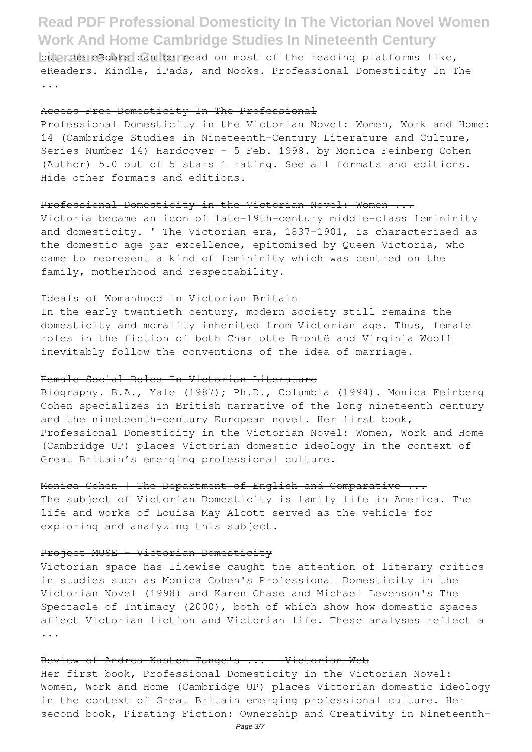but the eBooks can be read on most of the reading platforms like, eReaders. Kindle, iPads, and Nooks. Professional Domesticity In The ...

## Access Free Domesticity In The Professional

Professional Domesticity in the Victorian Novel: Women, Work and Home: 14 (Cambridge Studies in Nineteenth-Century Literature and Culture, Series Number 14) Hardcover – 5 Feb. 1998. by Monica Feinberg Cohen (Author) 5.0 out of 5 stars 1 rating. See all formats and editions. Hide other formats and editions.

## Professional Domesticity in the Victorian Novel: Women ...

Victoria became an icon of late-19th-century middle-class femininity and domesticity. ' The Victorian era, 1837–1901, is characterised as the domestic age par excellence, epitomised by Queen Victoria, who came to represent a kind of femininity which was centred on the family, motherhood and respectability.

## Ideals of Womanhood in Victorian Britain

In the early twentieth century, modern society still remains the domesticity and morality inherited from Victorian age. Thus, female roles in the fiction of both Charlotte Brontë and Virginia Woolf inevitably follow the conventions of the idea of marriage.

## Female Social Roles In Victorian Literature

Biography. B.A., Yale (1987); Ph.D., Columbia (1994). Monica Feinberg Cohen specializes in British narrative of the long nineteenth century and the nineteenth-century European novel. Her first book, Professional Domesticity in the Victorian Novel: Women, Work and Home (Cambridge UP) places Victorian domestic ideology in the context of Great Britain's emerging professional culture.

## Monica Cohen | The Department of English and Comparative ...

The subject of Victorian Domesticity is family life in America. The life and works of Louisa May Alcott served as the vehicle for exploring and analyzing this subject.

## Project MUSE - Victorian Domesticity

Victorian space has likewise caught the attention of literary critics in studies such as Monica Cohen's Professional Domesticity in the Victorian Novel (1998) and Karen Chase and Michael Levenson's The Spectacle of Intimacy (2000), both of which show how domestic spaces affect Victorian fiction and Victorian life. These analyses reflect a ...

## Review of Andrea Kaston Tange's ... - Victorian Web

Her first book, Professional Domesticity in the Victorian Novel: Women, Work and Home (Cambridge UP) places Victorian domestic ideology in the context of Great Britain emerging professional culture. Her second book, Pirating Fiction: Ownership and Creativity in Nineteenth-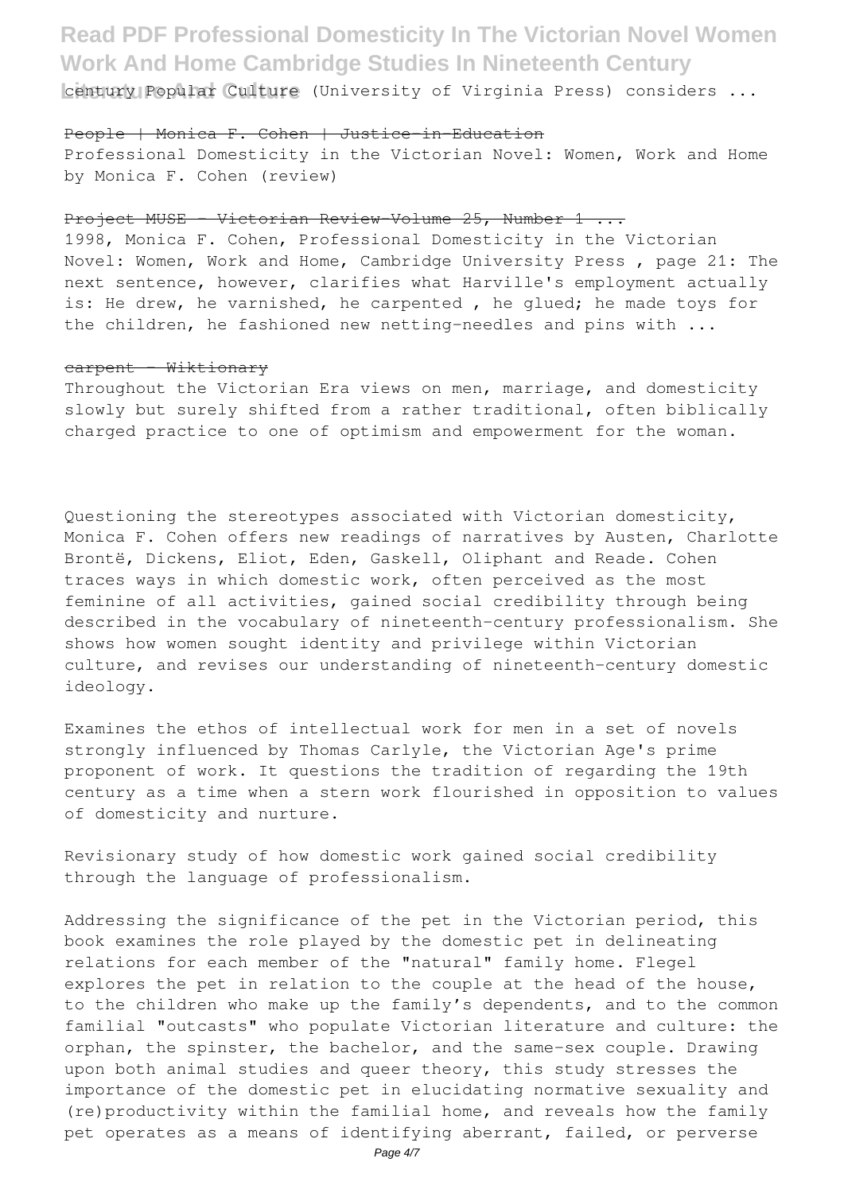century Popular Culture (University of Virginia Press) considers ...

### People | Monica F. Cohen | Justice-in-Education

Professional Domesticity in the Victorian Novel: Women, Work and Home by Monica F. Cohen (review)

### Project MUSE - Victorian Review-Volume 25, Number 1 ...

1998, Monica F. Cohen, Professional Domesticity in the Victorian Novel: Women, Work and Home, Cambridge University Press , page 21: The next sentence, however, clarifies what Harville's employment actually is: He drew, he varnished, he carpented , he glued; he made toys for the children, he fashioned new netting-needles and pins with ...

### carpent - Wiktionary

Throughout the Victorian Era views on men, marriage, and domesticity slowly but surely shifted from a rather traditional, often biblically charged practice to one of optimism and empowerment for the woman.

Questioning the stereotypes associated with Victorian domesticity, Monica F. Cohen offers new readings of narratives by Austen, Charlotte Brontë, Dickens, Eliot, Eden, Gaskell, Oliphant and Reade. Cohen traces ways in which domestic work, often perceived as the most feminine of all activities, gained social credibility through being described in the vocabulary of nineteenth-century professionalism. She shows how women sought identity and privilege within Victorian culture, and revises our understanding of nineteenth-century domestic ideology.

Examines the ethos of intellectual work for men in a set of novels strongly influenced by Thomas Carlyle, the Victorian Age's prime proponent of work. It questions the tradition of regarding the 19th century as a time when a stern work flourished in opposition to values of domesticity and nurture.

Revisionary study of how domestic work gained social credibility through the language of professionalism.

Addressing the significance of the pet in the Victorian period, this book examines the role played by the domestic pet in delineating relations for each member of the "natural" family home. Flegel explores the pet in relation to the couple at the head of the house, to the children who make up the family's dependents, and to the common familial "outcasts" who populate Victorian literature and culture: the orphan, the spinster, the bachelor, and the same-sex couple. Drawing upon both animal studies and queer theory, this study stresses the importance of the domestic pet in elucidating normative sexuality and (re)productivity within the familial home, and reveals how the family pet operates as a means of identifying aberrant, failed, or perverse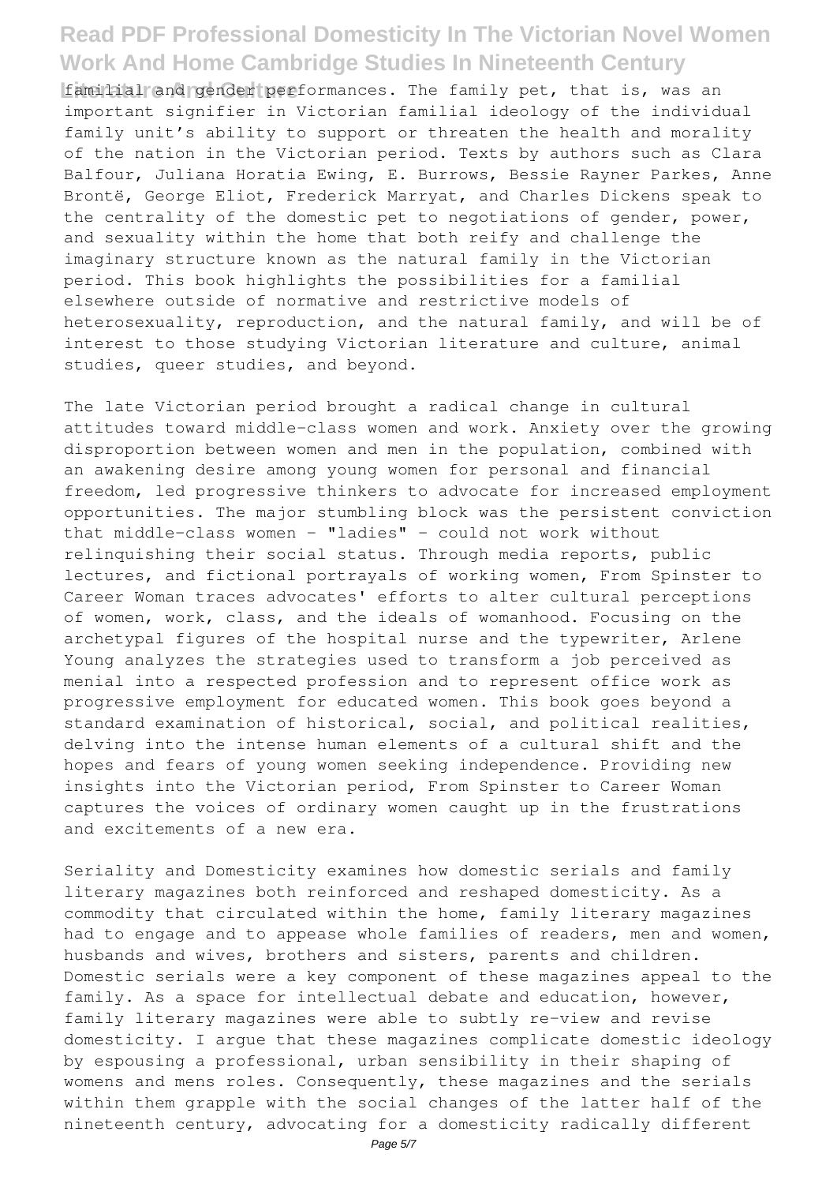familial and gender performances. The family pet, that is, was an important signifier in Victorian familial ideology of the individual family unit's ability to support or threaten the health and morality of the nation in the Victorian period. Texts by authors such as Clara Balfour, Juliana Horatia Ewing, E. Burrows, Bessie Rayner Parkes, Anne Brontë, George Eliot, Frederick Marryat, and Charles Dickens speak to the centrality of the domestic pet to negotiations of gender, power, and sexuality within the home that both reify and challenge the imaginary structure known as the natural family in the Victorian period. This book highlights the possibilities for a familial elsewhere outside of normative and restrictive models of heterosexuality, reproduction, and the natural family, and will be of interest to those studying Victorian literature and culture, animal studies, queer studies, and beyond.

The late Victorian period brought a radical change in cultural attitudes toward middle-class women and work. Anxiety over the growing disproportion between women and men in the population, combined with an awakening desire among young women for personal and financial freedom, led progressive thinkers to advocate for increased employment opportunities. The major stumbling block was the persistent conviction that middle-class women - "ladies" - could not work without relinquishing their social status. Through media reports, public lectures, and fictional portrayals of working women, From Spinster to Career Woman traces advocates' efforts to alter cultural perceptions of women, work, class, and the ideals of womanhood. Focusing on the archetypal figures of the hospital nurse and the typewriter, Arlene Young analyzes the strategies used to transform a job perceived as menial into a respected profession and to represent office work as progressive employment for educated women. This book goes beyond a standard examination of historical, social, and political realities, delving into the intense human elements of a cultural shift and the hopes and fears of young women seeking independence. Providing new insights into the Victorian period, From Spinster to Career Woman captures the voices of ordinary women caught up in the frustrations and excitements of a new era.

Seriality and Domesticity examines how domestic serials and family literary magazines both reinforced and reshaped domesticity. As a commodity that circulated within the home, family literary magazines had to engage and to appease whole families of readers, men and women, husbands and wives, brothers and sisters, parents and children. Domestic serials were a key component of these magazines appeal to the family. As a space for intellectual debate and education, however, family literary magazines were able to subtly re-view and revise domesticity. I argue that these magazines complicate domestic ideology by espousing a professional, urban sensibility in their shaping of womens and mens roles. Consequently, these magazines and the serials within them grapple with the social changes of the latter half of the nineteenth century, advocating for a domesticity radically different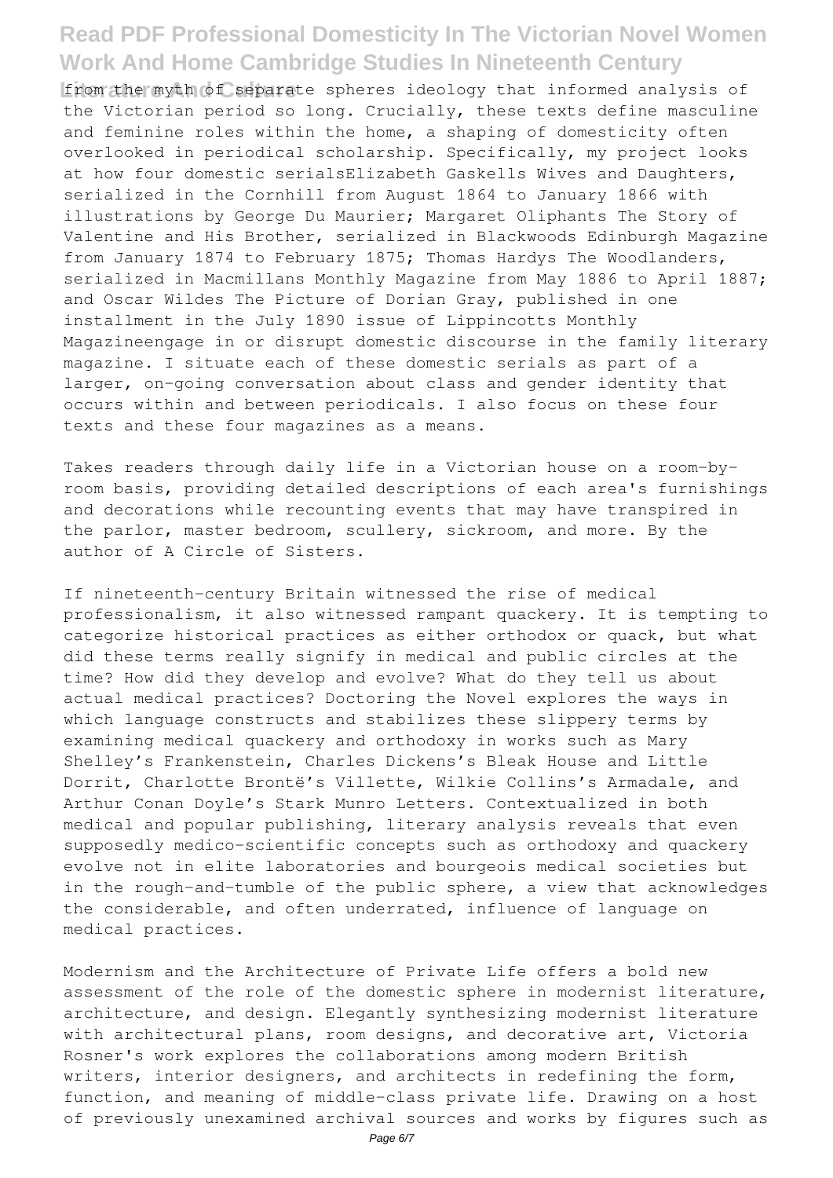from the myth of separate spheres ideology that informed analysis of the Victorian period so long. Crucially, these texts define masculine and feminine roles within the home, a shaping of domesticity often overlooked in periodical scholarship. Specifically, my project looks at how four domestic serialsElizabeth Gaskells Wives and Daughters, serialized in the Cornhill from August 1864 to January 1866 with illustrations by George Du Maurier; Margaret Oliphants The Story of Valentine and His Brother, serialized in Blackwoods Edinburgh Magazine from January 1874 to February 1875; Thomas Hardys The Woodlanders, serialized in Macmillans Monthly Magazine from May 1886 to April 1887; and Oscar Wildes The Picture of Dorian Gray, published in one installment in the July 1890 issue of Lippincotts Monthly Magazineengage in or disrupt domestic discourse in the family literary magazine. I situate each of these domestic serials as part of a larger, on-going conversation about class and gender identity that occurs within and between periodicals. I also focus on these four texts and these four magazines as a means.

Takes readers through daily life in a Victorian house on a room-by-room basis, providing detailed descriptions of each area's furnishings and decorations while recounting events that may have transpired in the parlor, master bedroom, scullery, sickroom, and more. By the author of A Circle of Sisters.

If nineteenth-century Britain witnessed the rise of medical professionalism, it also witnessed rampant quackery. It is tempting to categorize historical practices as either orthodox or quack, but what did these terms really signify in medical and public circles at the time? How did they develop and evolve? What do they tell us about actual medical practices? Doctoring the Novel explores the ways in which language constructs and stabilizes these slippery terms by examining medical quackery and orthodoxy in works such as Mary Shelley's Frankenstein, Charles Dickens's Bleak House and Little Dorrit, Charlotte Brontë's Villette, Wilkie Collins's Armadale, and Arthur Conan Doyle's Stark Munro Letters. Contextualized in both medical and popular publishing, literary analysis reveals that even supposedly medico-scientific concepts such as orthodoxy and quackery evolve not in elite laboratories and bourgeois medical societies but in the rough-and-tumble of the public sphere, a view that acknowledges the considerable, and often underrated, influence of language on medical practices.

Modernism and the Architecture of Private Life offers a bold new assessment of the role of the domestic sphere in modernist literature, architecture, and design. Elegantly synthesizing modernist literature with architectural plans, room designs, and decorative art, Victoria Rosner's work explores the collaborations among modern British writers, interior designers, and architects in redefining the form, function, and meaning of middle-class private life. Drawing on a host of previously unexamined archival sources and works by figures such as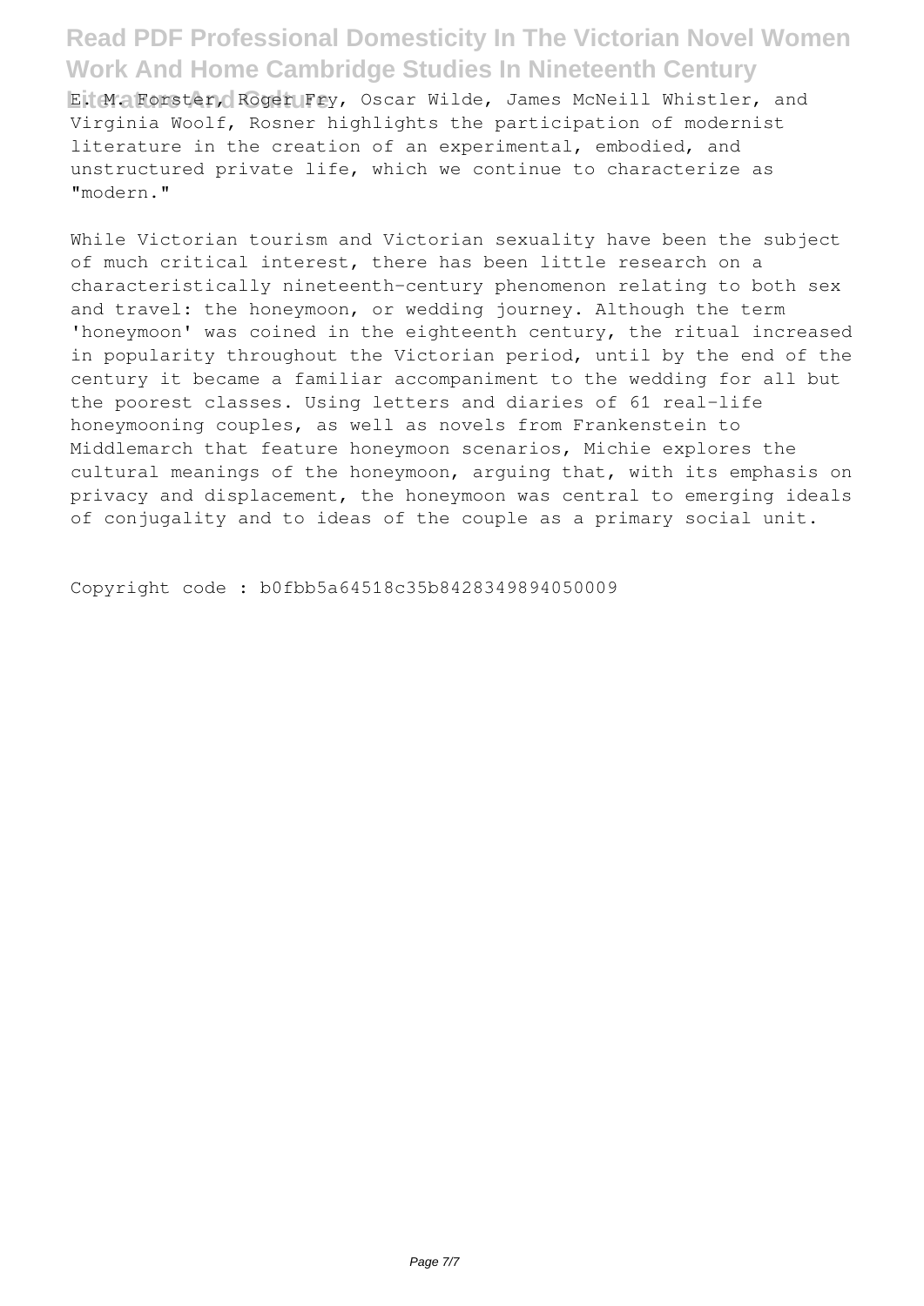E. M. Forster, Roger Fry, Oscar Wilde, James McNeill Whistler, and Virginia Woolf, Rosner highlights the participation of modernist literature in the creation of an experimental, embodied, and unstructured private life, which we continue to characterize as "modern."

While Victorian tourism and Victorian sexuality have been the subject of much critical interest, there has been little research on a characteristically nineteenth-century phenomenon relating to both sex and travel: the honeymoon, or wedding journey. Although the term 'honeymoon' was coined in the eighteenth century, the ritual increased in popularity throughout the Victorian period, until by the end of the century it became a familiar accompaniment to the wedding for all but the poorest classes. Using letters and diaries of 61 real-life honeymooning couples, as well as novels from Frankenstein to Middlemarch that feature honeymoon scenarios, Michie explores the cultural meanings of the honeymoon, arguing that, with its emphasis on privacy and displacement, the honeymoon was central to emerging ideals of conjugality and to ideas of the couple as a primary social unit.

Copyright code : b0fbb5a64518c35b8428349894050009